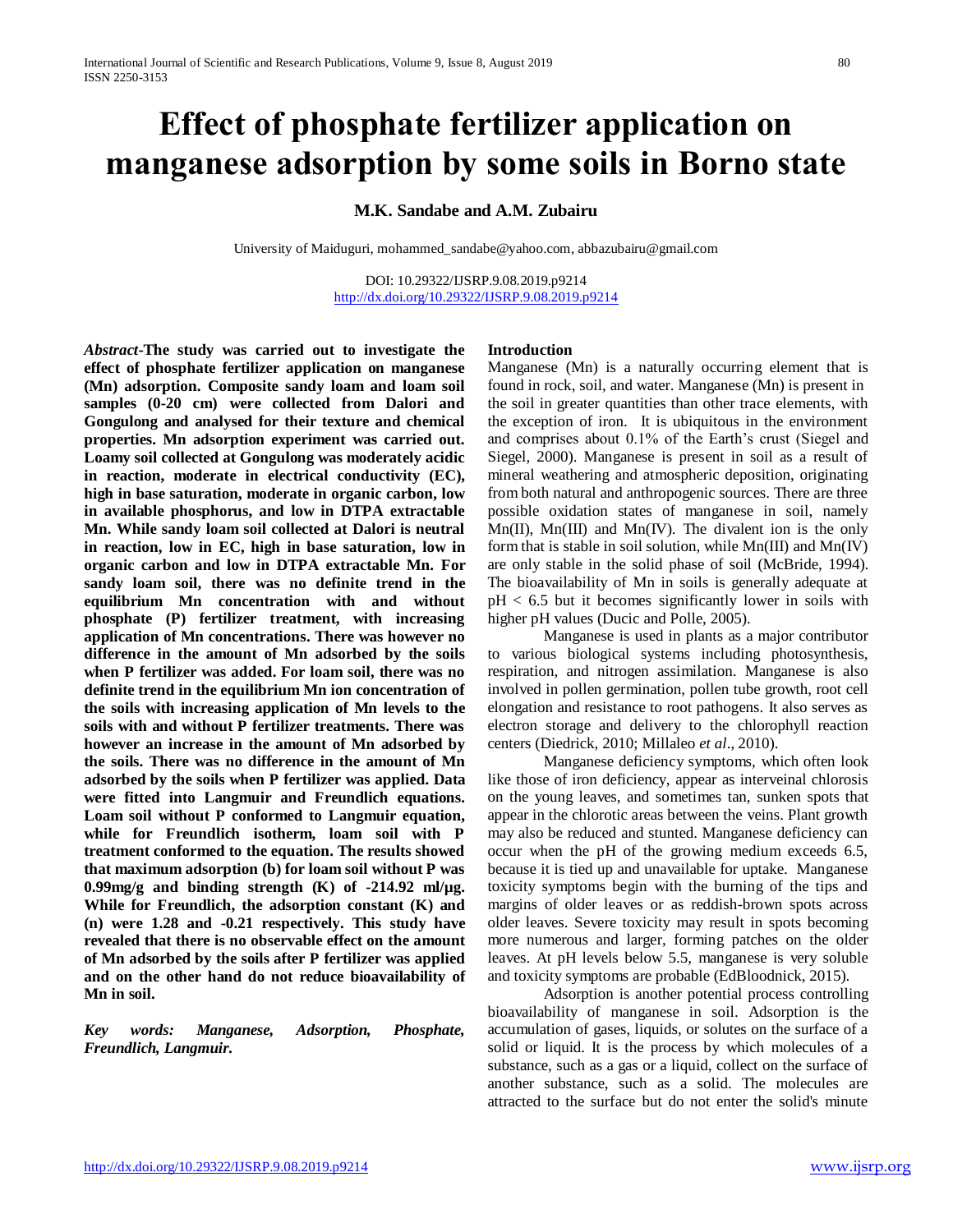# Effect of phosphate fertilizer application on manganese adsorption by some soils in Borno state

**M.K. Sandabe and A.M. Zubairu**

University of Maiduguri, mohammed_sandabe@yahoo.com, abbazubairu@gmail.com

DOI: 10.29322/IJSRP.9.08.2019.p9214
http://dx.doi.org/10.29322/IJSRP.9.08.2019.p9214

***Abstract*-The study was carried out to investigate the effect of phosphate fertilizer application on manganese (Mn) adsorption. Composite sandy loam and loam soil samples (0-20 cm) were collected from Dalori and Gongulong and analysed for their texture and chemical properties. Mn adsorption experiment was carried out. Loamy soil collected at Gongulong was moderately acidic in reaction, moderate in electrical conductivity (EC), high in base saturation, moderate in organic carbon, low in available phosphorus, and low in DTPA extractable Mn. While sandy loam soil collected at Dalori is neutral in reaction, low in EC, high in base saturation, low in organic carbon and low in DTPA extractable Mn. For sandy loam soil, there was no definite trend in the equilibrium Mn concentration with and without phosphate (P) fertilizer treatment, with increasing application of Mn concentrations. There was however no difference in the amount of Mn adsorbed by the soils when P fertilizer was added. For loam soil, there was no definite trend in the equilibrium Mn ion concentration of the soils with increasing application of Mn levels to the soils with and without P fertilizer treatments. There was however an increase in the amount of Mn adsorbed by the soils. There was no difference in the amount of Mn adsorbed by the soils when P fertilizer was applied. Data were fitted into Langmuir and Freundlich equations. Loam soil without P conformed to Langmuir equation, while for Freundlich isotherm, loam soil with P treatment conformed to the equation. The results showed that maximum adsorption (b) for loam soil without P was 0.99mg/g and binding strength (K) of -214.92 ml/µg. While for Freundlich, the adsorption constant (K) and (n) were 1.28 and -0.21 respectively. This study have revealed that there is no observable effect on the amount of Mn adsorbed by the soils after P fertilizer was applied and on the other hand do not reduce bioavailability of Mn in soil.**

***Key words: Manganese, Adsorption, Phosphate, Freundlich, Langmuir.***

## Introduction

Manganese (Mn) is a naturally occurring element that is found in rock, soil, and water. Manganese (Mn) is present in the soil in greater quantities than other trace elements, with the exception of iron. It is ubiquitous in the environment and comprises about 0.1% of the Earth's crust (Siegel and Siegel, 2000). Manganese is present in soil as a result of mineral weathering and atmospheric deposition, originating from both natural and anthropogenic sources. There are three possible oxidation states of manganese in soil, namely Mn(II), Mn(III) and Mn(IV). The divalent ion is the only form that is stable in soil solution, while Mn(III) and Mn(IV) are only stable in the solid phase of soil (McBride, 1994). The bioavailability of Mn in soils is generally adequate at $pH < 6.5$ but it becomes significantly lower in soils with higher pH values (Ducic and Polle, 2005).

Manganese is used in plants as a major contributor to various biological systems including photosynthesis, respiration, and nitrogen assimilation. Manganese is also involved in pollen germination, pollen tube growth, root cell elongation and resistance to root pathogens. It also serves as electron storage and delivery to the chlorophyll reaction centers (Diedrick, 2010; Millaleo *et al*., 2010).

Manganese deficiency symptoms, which often look like those of iron deficiency, appear as interveinal chlorosis on the young leaves, and sometimes tan, sunken spots that appear in the chlorotic areas between the veins. Plant growth may also be reduced and stunted. Manganese deficiency can occur when the pH of the growing medium exceeds 6.5, because it is tied up and unavailable for uptake. Manganese toxicity symptoms begin with the burning of the tips and margins of older leaves or as reddish-brown spots across older leaves. Severe toxicity may result in spots becoming more numerous and larger, forming patches on the older leaves. At pH levels below 5.5, manganese is very soluble and toxicity symptoms are probable (EdBloodnick, 2015).

Adsorption is another potential process controlling bioavailability of manganese in soil. Adsorption is the accumulation of gases, liquids, or solutes on the surface of a solid or liquid. It is the process by which molecules of a substance, such as a gas or a liquid, collect on the surface of another substance, such as a solid. The molecules are attracted to the surface but do not enter the solid's minute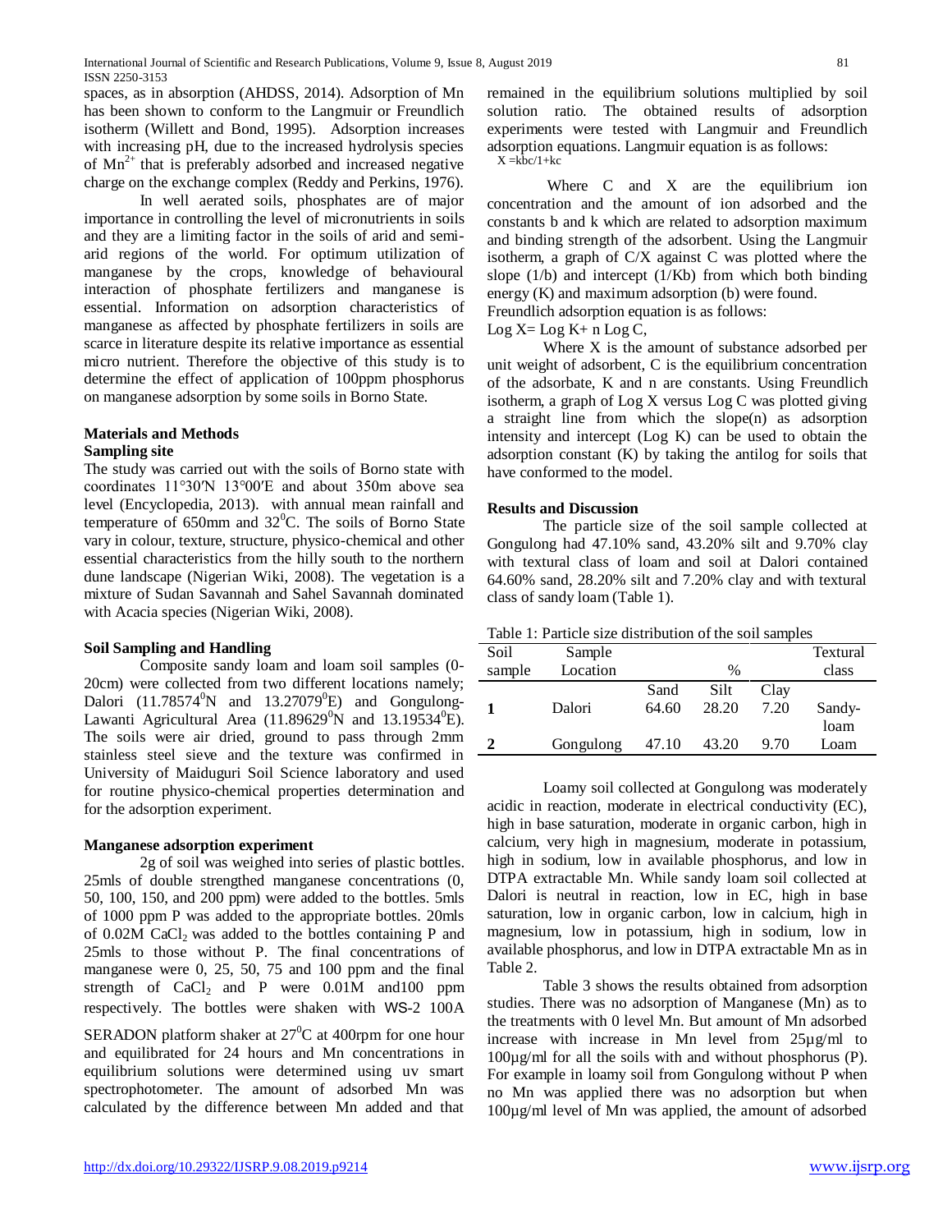spaces, as in absorption (AHDSS, 2014). Adsorption of Mn has been shown to conform to the Langmuir or Freundlich isotherm (Willett and Bond, 1995). Adsorption increases with increasing pH, due to the increased hydrolysis species of $Mn^{2+}$ that is preferably adsorbed and increased negative charge on the exchange complex (Reddy and Perkins, 1976).

In well aerated soils, phosphates are of major importance in controlling the level of micronutrients in soils and they are a limiting factor in the soils of arid and semi-arid regions of the world. For optimum utilization of manganese by the crops, knowledge of behavioural interaction of phosphate fertilizers and manganese is essential. Information on adsorption characteristics of manganese as affected by phosphate fertilizers in soils are scarce in literature despite its relative importance as essential micro nutrient. Therefore the objective of this study is to determine the effect of application of 100ppm phosphorus on manganese adsorption by some soils in Borno State.

## Materials and Methods

### Sampling site

The study was carried out with the soils of Borno state with coordinates 11°30′N 13°00′E and about 350m above sea level (Encyclopedia, 2013). with annual mean rainfall and temperature of 650mm and $32^0$C. The soils of Borno State vary in colour, texture, structure, physico-chemical and other essential characteristics from the hilly south to the northern dune landscape (Nigerian Wiki, 2008). The vegetation is a mixture of Sudan Savannah and Sahel Savannah dominated with Acacia species (Nigerian Wiki, 2008).

### Soil Sampling and Handling

Composite sandy loam and loam soil samples (0-20cm) were collected from two different locations namely; Dalori ($11.78574^0$N and $13.27079^0$E) and Gongulong-Lawanti Agricultural Area ($11.89629^0$N and $13.19534^0$E). The soils were air dried, ground to pass through 2mm stainless steel sieve and the texture was confirmed in University of Maiduguri Soil Science laboratory and used for routine physico-chemical properties determination and for the adsorption experiment.

### Manganese adsorption experiment

2g of soil was weighed into series of plastic bottles. 25mls of double strengthed manganese concentrations (0, 50, 100, 150, and 200 ppm) were added to the bottles. 5mls of 1000 ppm P was added to the appropriate bottles. 20mls of 0.02M $CaCl_2$ was added to the bottles containing P and 25mls to those without P. The final concentrations of manganese were 0, 25, 50, 75 and 100 ppm and the final strength of $CaCl_2$ and P were 0.01M and100 ppm respectively. The bottles were shaken with WS-2 100A SERADON platform shaker at $27^0$C at 400rpm for one hour and equilibrated for 24 hours and Mn concentrations in equilibrium solutions were determined using uv smart spectrophotometer. The amount of adsorbed Mn was calculated by the difference between Mn added and that remained in the equilibrium solutions multiplied by soil solution ratio. The obtained results of adsorption experiments were tested with Langmuir and Freundlich adsorption equations. Langmuir equation is as follows:

$$X = kbc/1+kc$$

Where C and X are the equilibrium ion concentration and the amount of ion adsorbed and the constants b and k which are related to adsorption maximum and binding strength of the adsorbent. Using the Langmuir isotherm, a graph of C/X against C was plotted where the slope (1/b) and intercept (1/Kb) from which both binding energy (K) and maximum adsorption (b) were found.

Freundlich adsorption equation is as follows:

$$\text{Log } X = \text{Log } K + n \text{ Log } C,$$

Where X is the amount of substance adsorbed per unit weight of adsorbent, C is the equilibrium concentration of the adsorbate, K and n are constants. Using Freundlich isotherm, a graph of Log X versus Log C was plotted giving a straight line from which the slope(n) as adsorption intensity and intercept (Log K) can be used to obtain the adsorption constant (K) by taking the antilog for soils that have conformed to the model.

## Results and Discussion

The particle size of the soil sample collected at Gongulong had 47.10% sand, 43.20% silt and 9.70% clay with textural class of loam and soil at Dalori contained 64.60% sand, 28.20% silt and 7.20% clay and with textural class of sandy loam (Table 1).

Table 1: Particle size distribution of the soil samples

| Soil sample | Sample Location | | % | | Textural class |
|---|---|---|---|---|---|
| | | Sand | Silt | Clay | |
| **1** | Dalori | 64.60 | 28.20 | 7.20 | Sandy-loam |
| **2** | Gongulong | 47.10 | 43.20 | 9.70 | Loam |

Loamy soil collected at Gongulong was moderately acidic in reaction, moderate in electrical conductivity (EC), high in base saturation, moderate in organic carbon, high in calcium, very high in magnesium, moderate in potassium, high in sodium, low in available phosphorus, and low in DTPA extractable Mn. While sandy loam soil collected at Dalori is neutral in reaction, low in EC, high in base saturation, low in organic carbon, low in calcium, high in magnesium, low in potassium, high in sodium, low in available phosphorus, and low in DTPA extractable Mn as in Table 2.

Table 3 shows the results obtained from adsorption studies. There was no adsorption of Manganese (Mn) as to the treatments with 0 level Mn. But amount of Mn adsorbed increase with increase in Mn level from 25µg/ml to 100µg/ml for all the soils with and without phosphorus (P). For example in loamy soil from Gongulong without P when no Mn was applied there was no adsorption but when 100µg/ml level of Mn was applied, the amount of adsorbed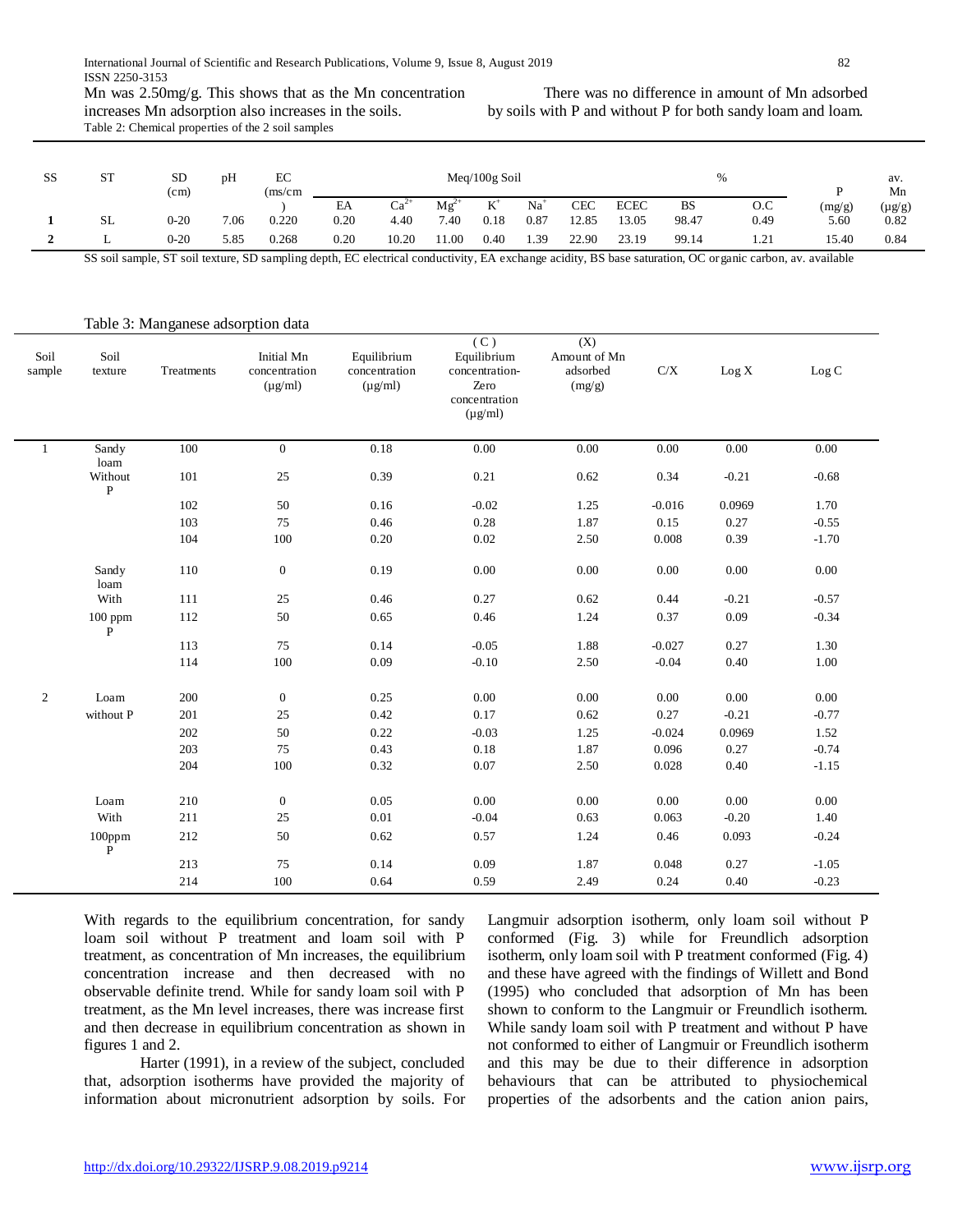Mn was 2.50mg/g. This shows that as the Mn concentration increases Mn adsorption also increases in the soils.

There was no difference in amount of Mn adsorbed by soils with P and without P for both sandy loam and loam.

Table 2: Chemical properties of the 2 soil samples

| SS | ST | SD (cm) | pH | EC (ms/cm) | Meq/100g Soil | | | | | | | % | | P | av. Mn |
|---|---|---|---|---|---|---|---|---|---|---|---|---|---|---|---|
| | | | | | EA | $Ca^{2+}$ | $Mg^{2+}$ | $K^{+}$ | $Na^{+}$ | CEC | ECEC | BS | O.C | (mg/g) | (μg/g) |
| **1** | SL | 0-20 | 7.06 | 0.220 | 0.20 | 4.40 | 7.40 | 0.18 | 0.87 | 12.85 | 13.05 | 98.47 | 0.49 | 5.60 | 0.82 |
| **2** | L | 0-20 | 5.85 | 0.268 | 0.20 | 10.20 | 11.00 | 0.40 | 1.39 | 22.90 | 23.19 | 99.14 | 1.21 | 15.40 | 0.84 |

SS soil sample, ST soil texture, SD sampling depth, EC electrical conductivity, EA exchange acidity, BS base saturation, OC organic carbon, av. available

Table 3: Manganese adsorption data

| Soil sample | Soil texture | Treatments | Initial Mn concentration (μg/ml) | Equilibrium concentration (μg/ml) | (C) Equilibrium concentration-Zero concentration (μg/ml) | (X) Amount of Mn adsorbed (mg/g) | C/X | Log X | Log C |
|---|---|---|---|---|---|---|---|---|---|
| 1 | Sandy loam | 100 | 0 | 0.18 | 0.00 | 0.00 | 0.00 | 0.00 | 0.00 |
| | Without P | 101 | 25 | 0.39 | 0.21 | 0.62 | 0.34 | -0.21 | -0.68 |
| | | 102 | 50 | 0.16 | -0.02 | 1.25 | -0.016 | 0.0969 | 1.70 |
| | | 103 | 75 | 0.46 | 0.28 | 1.87 | 0.15 | 0.27 | -0.55 |
| | | 104 | 100 | 0.20 | 0.02 | 2.50 | 0.008 | 0.39 | -1.70 |
| | Sandy loam | 110 | 0 | 0.19 | 0.00 | 0.00 | 0.00 | 0.00 | 0.00 |
| | With | 111 | 25 | 0.46 | 0.27 | 0.62 | 0.44 | -0.21 | -0.57 |
| | 100 ppm P | 112 | 50 | 0.65 | 0.46 | 1.24 | 0.37 | 0.09 | -0.34 |
| | | 113 | 75 | 0.14 | -0.05 | 1.88 | -0.027 | 0.27 | 1.30 |
| | | 114 | 100 | 0.09 | -0.10 | 2.50 | -0.04 | 0.40 | 1.00 |
| 2 | Loam | 200 | 0 | 0.25 | 0.00 | 0.00 | 0.00 | 0.00 | 0.00 |
| | without P | 201 | 25 | 0.42 | 0.17 | 0.62 | 0.27 | -0.21 | -0.77 |
| | | 202 | 50 | 0.22 | -0.03 | 1.25 | -0.024 | 0.0969 | 1.52 |
| | | 203 | 75 | 0.43 | 0.18 | 1.87 | 0.096 | 0.27 | -0.74 |
| | | 204 | 100 | 0.32 | 0.07 | 2.50 | 0.028 | 0.40 | -1.15 |
| | Loam | 210 | 0 | 0.05 | 0.00 | 0.00 | 0.00 | 0.00 | 0.00 |
| | With | 211 | 25 | 0.01 | -0.04 | 0.63 | 0.063 | -0.20 | 1.40 |
| | 100ppm P | 212 | 50 | 0.62 | 0.57 | 1.24 | 0.46 | 0.093 | -0.24 |
| | | 213 | 75 | 0.14 | 0.09 | 1.87 | 0.048 | 0.27 | -1.05 |
| | | 214 | 100 | 0.64 | 0.59 | 2.49 | 0.24 | 0.40 | -0.23 |

With regards to the equilibrium concentration, for sandy loam soil without P treatment and loam soil with P treatment, as concentration of Mn increases, the equilibrium concentration increase and then decreased with no observable definite trend. While for sandy loam soil with P treatment, as the Mn level increases, there was increase first and then decrease in equilibrium concentration as shown in figures 1 and 2.

Harter (1991), in a review of the subject, concluded that, adsorption isotherms have provided the majority of information about micronutrient adsorption by soils. For Langmuir adsorption isotherm, only loam soil without P conformed (Fig. 3) while for Freundlich adsorption isotherm, only loam soil with P treatment conformed (Fig. 4) and these have agreed with the findings of Willett and Bond (1995) who concluded that adsorption of Mn has been shown to conform to the Langmuir or Freundlich isotherm. While sandy loam soil with P treatment and without P have not conformed to either of Langmuir or Freundlich isotherm and this may be due to their difference in adsorption behaviours that can be attributed to physiochemical properties of the adsorbents and the cation anion pairs,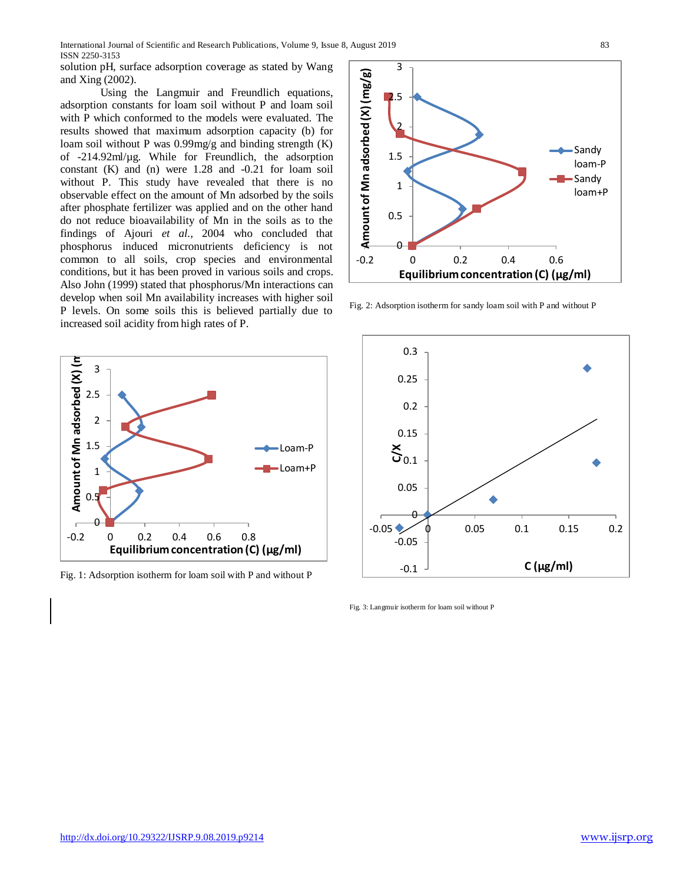solution pH, surface adsorption coverage as stated by Wang and Xing (2002).

Using the Langmuir and Freundlich equations, adsorption constants for loam soil without P and loam soil with P which conformed to the models were evaluated. The results showed that maximum adsorption capacity (b) for loam soil without P was 0.99mg/g and binding strength (K) of -214.92ml/µg. While for Freundlich, the adsorption constant (K) and (n) were 1.28 and -0.21 for loam soil without P. This study have revealed that there is no observable effect on the amount of Mn adsorbed by the soils after phosphate fertilizer was applied and on the other hand do not reduce bioavailability of Mn in the soils as to the findings of Ajouri *et al.,* 2004 who concluded that phosphorus induced micronutrients deficiency is not common to all soils, crop species and environmental conditions, but it has been proved in various soils and crops. Also John (1999) stated that phosphorus/Mn interactions can develop when soil Mn availability increases with higher soil P levels. On some soils this is believed partially due to increased soil acidity from high rates of P.

Fig. 1: Adsorption isotherm for loam soil with P and without P

Fig. 2: Adsorption isotherm for sandy loam soil with P and without P

Fig. 3: Langmuir isotherm for loam soil without P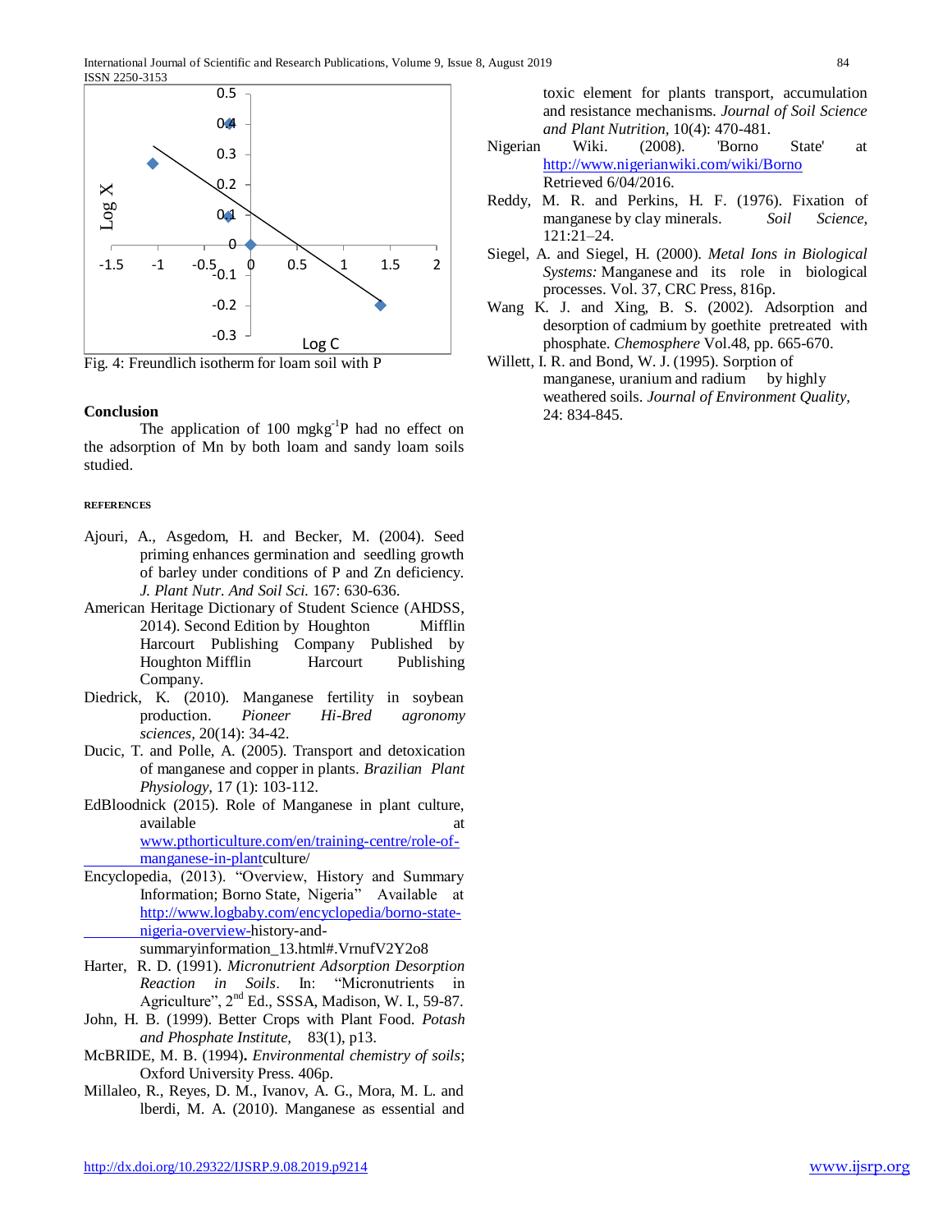0.5

0.4

0.3

0.2

0.1

0

-0.1

-0.2

-0.3

-1.5 -1 -0.5 0 0.5 1 1.5 2

Log X

Log C

Fig. 4: Freundlich isotherm for loam soil with P

## Conclusion

The application of 100 $mgkg^{-1}$P had no effect on the adsorption of Mn by both loam and sandy loam soils studied.

## REFERENCES

Ajouri, A., Asgedom, H. and Becker, M. (2004). Seed priming enhances germination and seedling growth of barley under conditions of P and Zn deficiency. *J. Plant Nutr. And Soil Sci.* 167: 630-636.

American Heritage Dictionary of Student Science (AHDSS, 2014). Second Edition by Houghton Mifflin Harcourt Publishing Company Published by Houghton Mifflin Harcourt Publishing Company.

Diedrick, K. (2010). Manganese fertility in soybean production. *Pioneer Hi-Bred agronomy sciences,* 20(14): 34-42.

Ducic, T. and Polle, A. (2005). Transport and detoxication of manganese and copper in plants. *Brazilian Plant Physiology,* 17 (1): 103-112.

EdBloodnick (2015). Role of Manganese in plant culture, available at www.pthorticulture.com/en/training-centre/role-of-manganese-in-plantculture/

Encyclopedia, (2013). "Overview, History and Summary Information; Borno State, Nigeria" Available at http://www.logbaby.com/encyclopedia/borno-state-nigeria-overview-history-and-summaryinformation_13.html#.VrnufV2Y2o8

Harter, R. D. (1991). *Micronutrient Adsorption Desorption Reaction in Soils*. In: "Micronutrients in Agriculture", 2nd Ed., SSSA, Madison, W. I., 59-87.

John, H. B. (1999). Better Crops with Plant Food. *Potash and Phosphate Institute,* 83(1), p13.

McBRIDE, M. B. (1994). *Environmental chemistry of soils*; Oxford University Press. 406p.

Millaleo, R., Reyes, D. M., Ivanov, A. G., Mora, M. L. and lberdi, M. A. (2010). Manganese as essential and toxic element for plants transport, accumulation and resistance mechanisms. *Journal of Soil Science and Plant Nutrition,* 10(4): 470-481.

Nigerian Wiki. (2008). 'Borno State' at http://www.nigerianwiki.com/wiki/Borno Retrieved 6/04/2016.

Reddy, M. R. and Perkins, H. F. (1976). Fixation of manganese by clay minerals. *Soil Science*, 121:21–24.

Siegel, A. and Siegel, H. (2000). *Metal Ions in Biological Systems:* Manganese and its role in biological processes. Vol. 37, CRC Press, 816p.

Wang K. J. and Xing, B. S. (2002). Adsorption and desorption of cadmium by goethite pretreated with phosphate. *Chemosphere* Vol.48, pp. 665-670.

Willett, I. R. and Bond, W. J. (1995). Sorption of manganese, uranium and radium by highly weathered soils. *Journal of Environment Quality,* 24: 834-845.